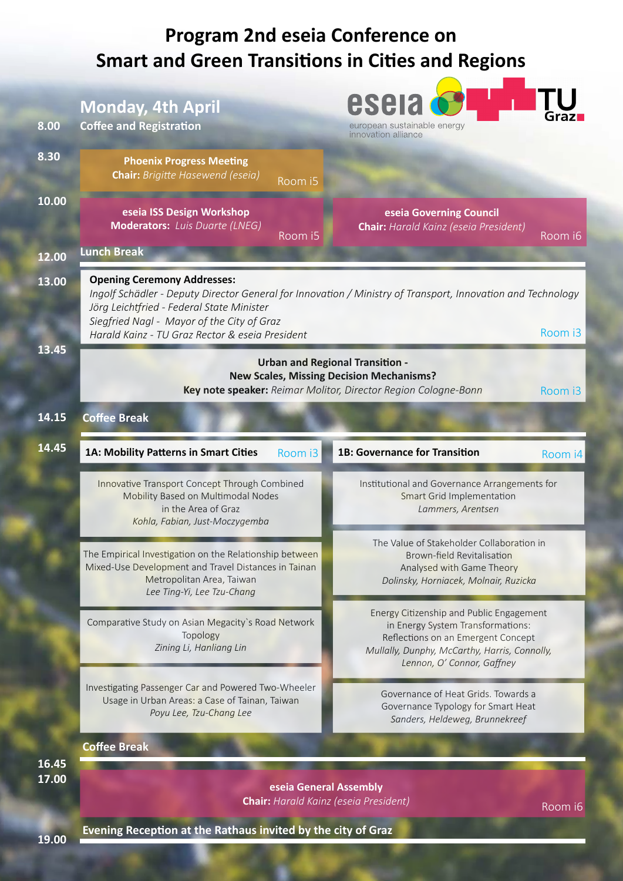# Program 2nd eseia Conference on Smart and Green Transitions in Cities and Regions

eseia – european sustainable energy innovation alliance

TU Graz

## Monday, 4th April

**8.00** Coffee and Registration

**8.30** **Phoenix Progress Meeting**
**Chair:** *Brigitte Hasewend (eseia)* — Room i5

**10.00** **eseia ISS Design Workshop**
**Moderators:** *Luis Duarte (LNEG)* — Room i5

**eseia Governing Council**
**Chair:** *Harald Kainz (eseia President)* — Room i6

**12.00** Lunch Break

**13.00** **Opening Ceremony Addresses:** — Room i3

*Ingolf Schädler - Deputy Director General for Innovation / Ministry of Transport, Innovation and Technology*
*Jörg Leichtfried - Federal State Minister*
*Siegfried Nagl - Mayor of the City of Graz*
*Harald Kainz - TU Graz Rector & eseia President*

**13.45** **Urban and Regional Transition - New Scales, Missing Decision Mechanisms?**
**Key note speaker:** *Reimar Molitor, Director Region Cologne-Bonn* — Room i3

**14.15** Coffee Break

**14.45**

### 1A: Mobility Patterns in Smart Cities — Room i3

- Innovative Transport Concept Through Combined Mobility Based on Multimodal Nodes in the Area of Graz
  *Kohla, Fabian, Just-Moczygemba*
- The Empirical Investigation on the Relationship between Mixed-Use Development and Travel Distances in Tainan Metropolitan Area, Taiwan
  *Lee Ting-Yi, Lee Tzu-Chang*
- Comparative Study on Asian Megacity`s Road Network Topology
  *Zining Li, Hanliang Lin*
- Investigating Passenger Car and Powered Two-Wheeler Usage in Urban Areas: a Case of Tainan, Taiwan
  *Poyu Lee, Tzu-Chang Lee*

### 1B: Governance for Transition — Room i4

- Institutional and Governance Arrangements for Smart Grid Implementation
  *Lammers, Arentsen*
- The Value of Stakeholder Collaboration in Brown-field Revitalisation Analysed with Game Theory
  *Dolinsky, Horniacek, Molnair, Ruzicka*
- Energy Citizenship and Public Engagement in Energy System Transformations: Reflections on an Emergent Concept
  *Mullally, Dunphy, McCarthy, Harris, Connolly, Lennon, O' Connor, Gaffney*
- Governance of Heat Grids. Towards a Governance Typology for Smart Heat
  *Sanders, Heldeweg, Brunnekreef*

Coffee Break

**16.45**

**17.00** **eseia General Assembly**
**Chair:** *Harald Kainz (eseia President)* — Room i6

**19.00** Evening Reception at the Rathaus invited by the city of Graz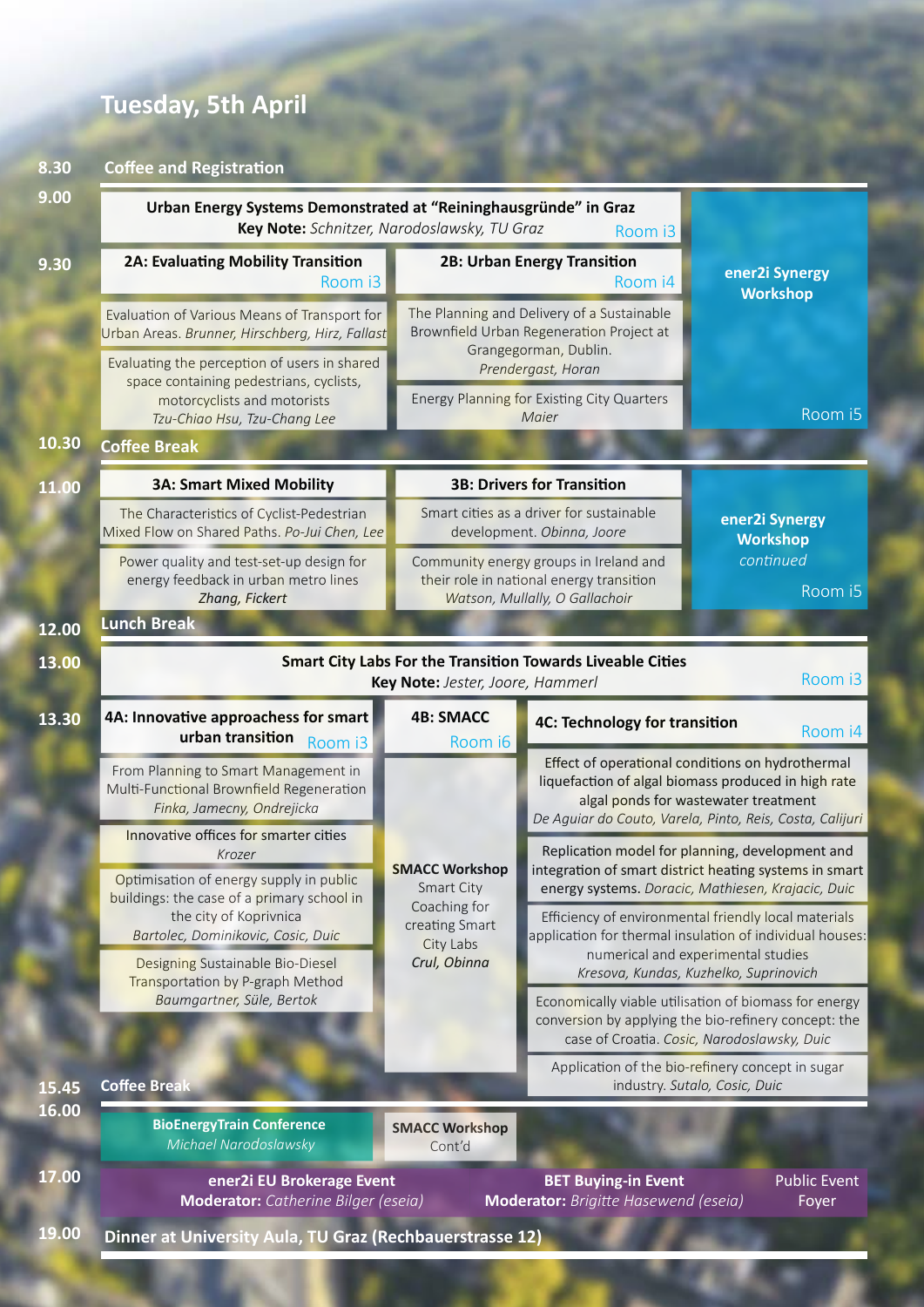# Tuesday, 5th April

**8.30** Coffee and Registration

**9.00**

**Urban Energy Systems Demonstrated at "Reininghausgründe" in Graz**
**Key Note:** *Schnitzer, Narodoslawsky, TU Graz* — Room i3

**ener2i Synergy Workshop** — Room i5

**9.30**

**2A: Evaluating Mobility Transition** — Room i3

- Evaluation of Various Means of Transport for Urban Areas. *Brunner, Hirschberg, Hirz, Fallast*
- Evaluating the perception of users in shared space containing pedestrians, cyclists, motorcyclists and motorists *Tzu-Chiao Hsu, Tzu-Chang Lee*

**2B: Urban Energy Transition** — Room i4

- The Planning and Delivery of a Sustainable Brownfield Urban Regeneration Project at Grangegorman, Dublin. *Prendergast, Horan*
- Energy Planning for Existing City Quarters *Maier*

**10.30** Coffee Break

**11.00**

**3A: Smart Mixed Mobility**

- The Characteristics of Cyclist-Pedestrian Mixed Flow on Shared Paths. *Po-Jui Chen, Lee*
- Power quality and test-set-up design for energy feedback in urban metro lines *Zhang, Fickert*

**3B: Drivers for Transition**

- Smart cities as a driver for sustainable development. *Obinna, Joore*
- Community energy groups in Ireland and their role in national energy transition *Watson, Mullally, O Gallachoir*

**ener2i Synergy Workshop** *continued* — Room i5

**12.00** Lunch Break

**13.00**

**Smart City Labs For the Transition Towards Liveable Cities**
**Key Note:** *Jester, Joore, Hammerl* — Room i3

**13.30**

**4A: Innovative approaches for smart urban transition** — Room i3

- From Planning to Smart Management in Multi-Functional Brownfield Regeneration *Finka, Jamecny, Ondrejicka*
- Innovative offices for smarter cities *Krozer*
- Optimisation of energy supply in public buildings: the case of a primary school in the city of Koprivnica *Bartolec, Dominikovic, Cosic, Duic*
- Designing Sustainable Bio-Diesel Transportation by P-graph Method *Baumgartner, Süle, Bertok*

**4B: SMACC** — Room i6

**SMACC Workshop** Smart City Coaching for creating Smart City Labs *Crul, Obinna*

**4C: Technology for transition** — Room i4

- Effect of operational conditions on hydrothermal liquefaction of algal biomass produced in high rate algal ponds for wastewater treatment *De Aguiar do Couto, Varela, Pinto, Reis, Costa, Calijuri*
- Replication model for planning, development and integration of smart district heating systems in smart energy systems. *Doracic, Mathiesen, Krajacic, Duic*
- Efficiency of environmental friendly local materials application for thermal insulation of individual houses: numerical and experimental studies *Kresova, Kundas, Kuzhelko, Suprinovich*
- Economically viable utilisation of biomass for energy conversion by applying the bio-refinery concept: the case of Croatia. *Cosic, Narodoslawsky, Duic*
- Application of the bio-refinery concept in sugar industry. *Sutalo, Cosic, Duic*

**15.45** Coffee Break

**16.00**

**BioEnergyTrain Conference** *Michael Narodoslawsky*

**SMACC Workshop** Cont'd

**17.00**

**ener2i EU Brokerage Event** **Moderator:** *Catherine Bilger (eseia)*

**BET Buying-in Event** **Moderator:** *Brigitte Hasewend (eseia)*

Public Event Foyer

**19.00** Dinner at University Aula, TU Graz (Rechbauerstrasse 12)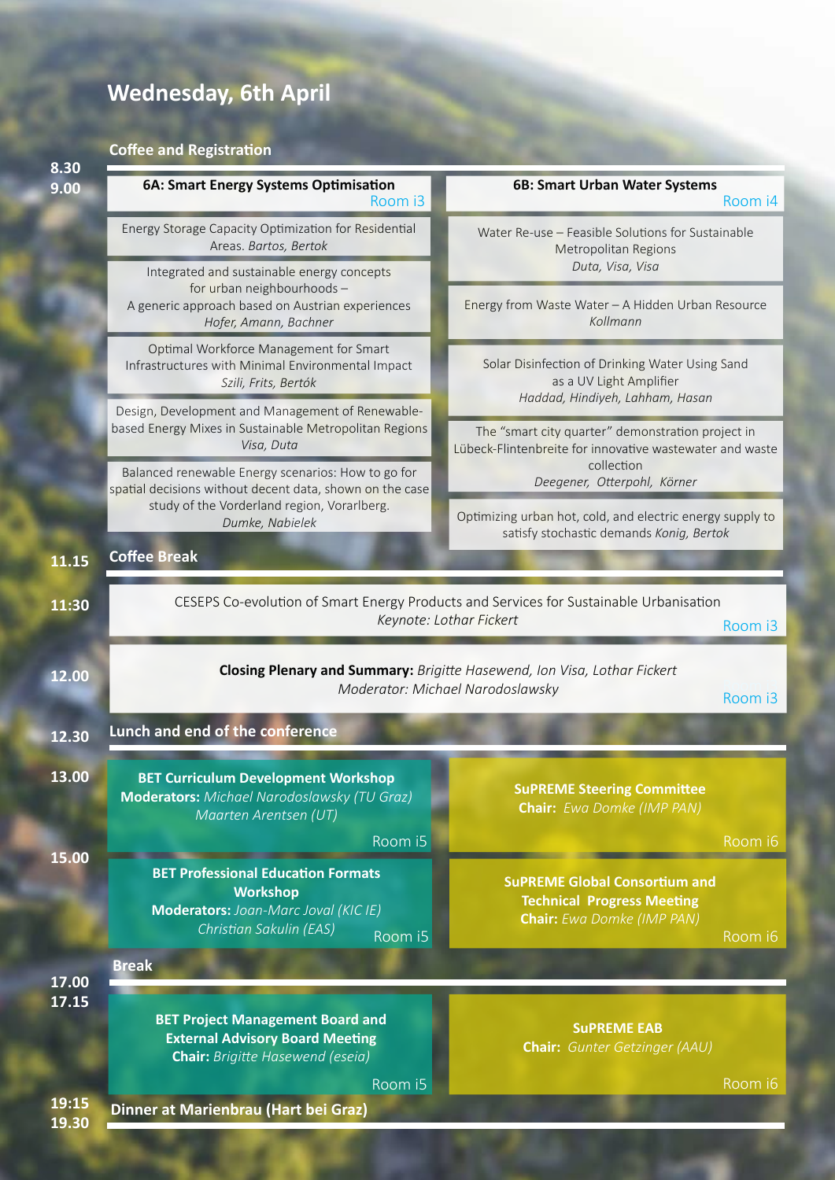# Wednesday, 6th April

**8.30** Coffee and Registration

**9.00**

## 6A: Smart Energy Systems Optimisation
Room i3

- Energy Storage Capacity Optimization for Residential Areas. *Bartos, Bertok*
- Integrated and sustainable energy concepts for urban neighbourhoods – A generic approach based on Austrian experiences *Hofer, Amann, Bachner*
- Optimal Workforce Management for Smart Infrastructures with Minimal Environmental Impact *Szili, Frits, Bertók*
- Design, Development and Management of Renewable-based Energy Mixes in Sustainable Metropolitan Regions *Visa, Duta*
- Balanced renewable Energy scenarios: How to go for spatial decisions without decent data, shown on the case study of the Vorderland region, Vorarlberg. *Dumke, Nabielek*

## 6B: Smart Urban Water Systems
Room i4

- Water Re-use – Feasible Solutions for Sustainable Metropolitan Regions *Duta, Visa, Visa*
- Energy from Waste Water – A Hidden Urban Resource *Kollmann*
- Solar Disinfection of Drinking Water Using Sand as a UV Light Amplifier *Haddad, Hindiyeh, Lahham, Hasan*
- The "smart city quarter" demonstration project in Lübeck-Flintenbreite for innovative wastewater and waste collection *Deegener, Otterpohl, Körner*
- Optimizing urban hot, cold, and electric energy supply to satisfy stochastic demands *Konig, Bertok*

**11.15** Coffee Break

**11:30** CESEPS Co-evolution of Smart Energy Products and Services for Sustainable Urbanisation
*Keynote: Lothar Fickert*
Room i3

**12.00** **Closing Plenary and Summary:** *Brigitte Hasewend, Ion Visa, Lothar Fickert*
*Moderator: Michael Narodoslawsky*
Room i3

**12.30** Lunch and end of the conference

**13.00**

**BET Curriculum Development Workshop**
**Moderators:** *Michael Narodoslawsky (TU Graz) Maarten Arentsen (UT)*
Room i5

**SuPREME Steering Committee**
**Chair:** *Ewa Domke (IMP PAN)*
Room i6

**15.00**

**BET Professional Education Formats Workshop**
**Moderators:** *Joan-Marc Joval (KIC IE) Christian Sakulin (EAS)*
Room i5

**SuPREME Global Consortium and Technical Progress Meeting**
**Chair:** *Ewa Domke (IMP PAN)*
Room i6

**17.00** Break

**17.15**

**BET Project Management Board and External Advisory Board Meeting**
**Chair:** *Brigitte Hasewend (eseia)*
Room i5

**SuPREME EAB**
**Chair:** *Gunter Getzinger (AAU)*
Room i6

**19:15**
**19.30** Dinner at Marienbrau (Hart bei Graz)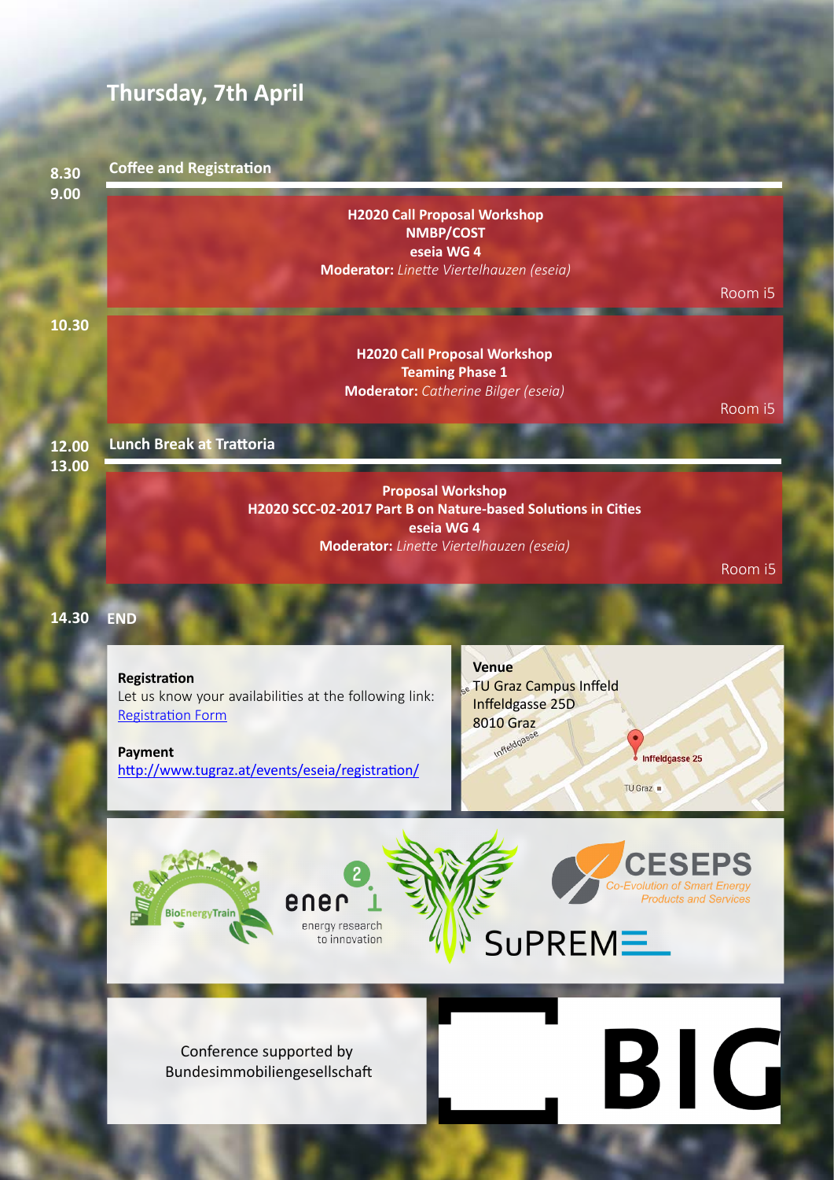## Thursday, 7th April

**8.30** Coffee and Registration

**9.00**

**H2020 Call Proposal Workshop**
**NMBP/COST**
**eseia WG 4**
**Moderator:** *Linette Viertelhauzen (eseia)*

Room i5

**10.30**

**H2020 Call Proposal Workshop**
**Teaming Phase 1**
**Moderator:** *Catherine Bilger (eseia)*

Room i5

**12.00** Lunch Break at Trattoria

**13.00**

**Proposal Workshop**
**H2020 SCC-02-2017 Part B on Nature-based Solutions in Cities**
**eseia WG 4**
**Moderator:** *Linette Viertelhauzen (eseia)*

Room i5

**14.30** **END**

**Registration**
Let us know your availabilities at the following link:
Registration Form

**Payment**
http://www.tugraz.at/events/eseia/registration/

**Venue**
TU Graz Campus Inffeld
Inffeldgasse 25D
8010 Graz

Inffeldgasse 25

TU Graz

BioEnergyTrain

ener2i energy research to innovation

SuPREME

CESEPS Co-Evolution of Smart Energy Products and Services

Conference supported by
Bundesimmobiliengesellschaft

BIG